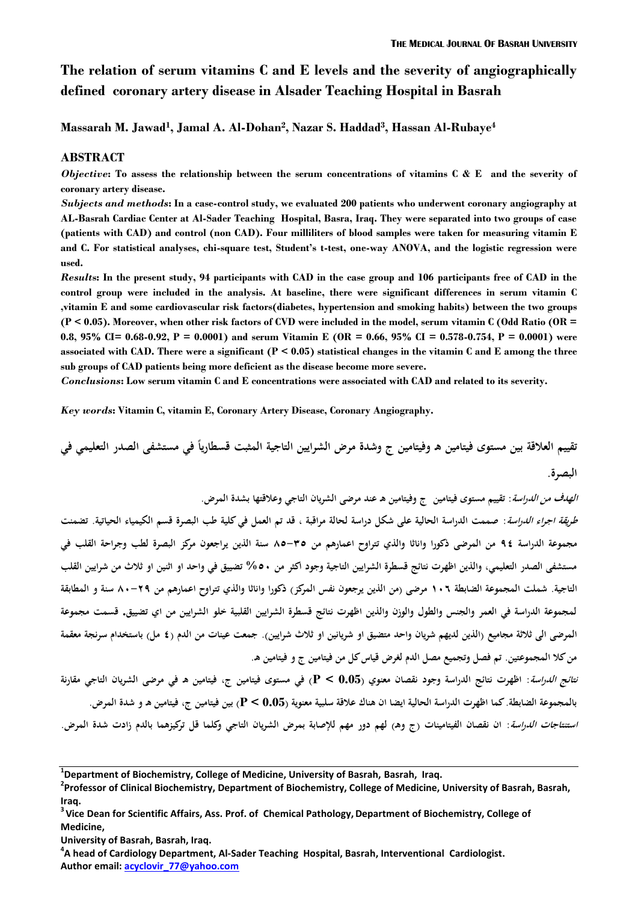# The relation of serum vitamins C and E levels and the severity of angiographically defined coronary artery disease in Alsader Teaching Hospital in Basrah

**Massarah M. Jawad[1], Jamal A. Al-Dohan[2], Nazar S. Haddad[3], Hassan Al-Rubaye[4]**

## ABSTRACT

***Objective*: To assess the relationship between the serum concentrations of vitamins C & E and the severity of coronary artery disease.**

***Subjects and methods*: In a case-control study, we evaluated 200 patients who underwent coronary angiography at AL-Basrah Cardiac Center at Al-Sader Teaching Hospital, Basra, Iraq. They were separated into two groups of case (patients with CAD) and control (non CAD). Four milliliters of blood samples were taken for measuring vitamin E and C. For statistical analyses, chi-square test, Student's t-test, one-way ANOVA, and the logistic regression were used.**

***Results*: In the present study, 94 participants with CAD in the case group and 106 participants free of CAD in the control group were included in the analysis. At baseline, there were significant differences in serum vitamin C ,vitamin E and some cardiovascular risk factors(diabetes, hypertension and smoking habits) between the two groups ($P < 0.05$). Moreover, when other risk factors of CVD were included in the model, serum vitamin C (Odd Ratio (OR = 0.8, 95% CI= 0.68-0.92, P = 0.0001) and serum Vitamin E (OR = 0.66, 95% CI = 0.578-0.754, P = 0.0001) were associated with CAD. There were a significant ($P < 0.05$) statistical changes in the vitamin C and E among the three sub groups of CAD patients being more deficient as the disease become more severe.**

***Conclusions*: Low serum vitamin C and E concentrations were associated with CAD and related to its severity.**

***Key words*: Vitamin C, vitamin E, Coronary Artery Disease, Coronary Angiography.**

## تقييم العلاقة بين مستوى فيتامين ه وفيتامين ج وشدة مرض الشرايين التاجية المثبت قسطارياً في مستشفى الصدر التعليمي في البصرة.

***الهدف من الدراسة***: تقييم مستوى فيتامين ج وفيتامين ه عند مرضى الشريان التاجي وعلاقتها بشدة المرض.

***طريقة اجراء الدراسة***: صممت الدراسة الحالية على شكل دراسة لحالة مراقبة ، قد تم العمل في كلية طب البصرة قسم الكيمياء الحياتية. تضمنت مجموعة الدراسة ٩٤ من المرضى ذكورا واناثا والذي تتراوح اعمارهم من ٣٥-٨٥ سنة الذين يراجعون مركز البصرة لطب وجراحة القلب في مستشفى الصدر التعليمي، والذين اظهرت نتائج قسطرة الشرايين التاجية وجود اكثر من ٥٠% تضييق في واحد او اثنين او ثلاث من شرايين القلب التاجية. شملت المجموعة الضابطة ١٠٦ مرضى (من الذين يرجعون نفس المركز) ذكورا واناثا والذي تتراوح اعمارهم من ٢٩-٨٠ سنة و المطابقة لمجموعة الدراسة في العمر والجنس والطول والوزن والذين اظهرت نتائج قسطرة الشرايين القلبية خلو الشرايين من اي تضييق. قسمت مجموعة المرضى الى ثلاثة مجاميع (الذين لديهم شريان واحد متضيق او شريانين او ثلاث شرايين). جمعت عينات من الدم (٤ مل) باستخدام سرنجة معقمة من كلا المجموعتين. تم فصل وتجميع مصل الدم لغرض قياس كل من فيتامين ج و فيتامين ه.

***نتائج الدراسة***: اظهرت نتائج الدراسة وجود نقصان معنوي ($P < 0.05$) في مستوى فيتامين ج، فيتامين ه في مرضى الشريان التاجي مقارنة بالمجموعة الضابطة. كما اظهرت الدراسة الحالية ايضا ان هناك علاقة سلبية معنوية ($P < 0.05$) بين فيتامين ج، فيتامين ه و شدة المرض.

***استنتاجات الدراسة***: ان نقصان الفيتامينات (ج وه) لهم دور مهم للإصابة بمرض الشريان التاجي وكلما قل تركيزهما بالدم زادت شدة المرض.

---

[1]Department of Biochemistry, College of Medicine, University of Basrah, Basrah, Iraq.

[2]Professor of Clinical Biochemistry, Department of Biochemistry, College of Medicine, University of Basrah, Basrah, Iraq.

[3]Vice Dean for Scientific Affairs, Ass. Prof. of Chemical Pathology, Department of Biochemistry, College of Medicine, University of Basrah, Basrah, Iraq.

[4]A head of Cardiology Department, Al-Sader Teaching Hospital, Basrah, Interventional Cardiologist.

Author email: acyclovir_77@yahoo.com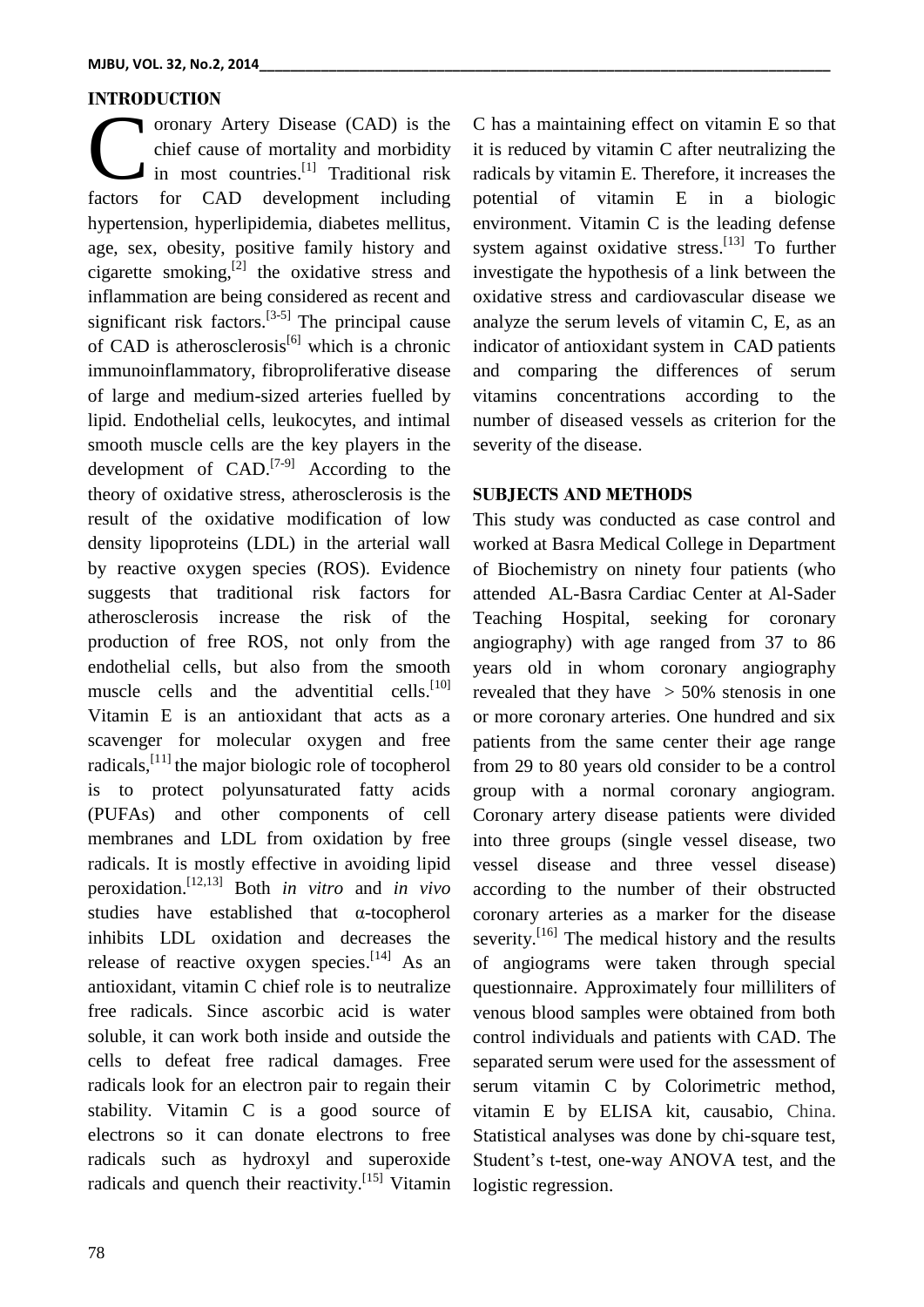## INTRODUCTION

Coronary Artery Disease (CAD) is the chief cause of mortality and morbidity in most countries.[1] Traditional risk factors for CAD development including hypertension, hyperlipidemia, diabetes mellitus, age, sex, obesity, positive family history and cigarette smoking,[2] the oxidative stress and inflammation are being considered as recent and significant risk factors.[3-5] The principal cause of CAD is atherosclerosis[6] which is a chronic immunoinflammatory, fibroproliferative disease of large and medium-sized arteries fuelled by lipid. Endothelial cells, leukocytes, and intimal smooth muscle cells are the key players in the development of CAD.[7-9] According to the theory of oxidative stress, atherosclerosis is the result of the oxidative modification of low density lipoproteins (LDL) in the arterial wall by reactive oxygen species (ROS). Evidence suggests that traditional risk factors for atherosclerosis increase the risk of the production of free ROS, not only from the endothelial cells, but also from the smooth muscle cells and the adventitial cells.[10] Vitamin E is an antioxidant that acts as a scavenger for molecular oxygen and free radicals,[11] the major biologic role of tocopherol is to protect polyunsaturated fatty acids (PUFAs) and other components of cell membranes and LDL from oxidation by free radicals. It is mostly effective in avoiding lipid peroxidation.[12,13] Both *in vitro* and *in vivo* studies have established that α-tocopherol inhibits LDL oxidation and decreases the release of reactive oxygen species.[14] As an antioxidant, vitamin C chief role is to neutralize free radicals. Since ascorbic acid is water soluble, it can work both inside and outside the cells to defeat free radical damages. Free radicals look for an electron pair to regain their stability. Vitamin C is a good source of electrons so it can donate electrons to free radicals such as hydroxyl and superoxide radicals and quench their reactivity.[15] Vitamin C has a maintaining effect on vitamin E so that it is reduced by vitamin C after neutralizing the radicals by vitamin E. Therefore, it increases the potential of vitamin E in a biologic environment. Vitamin C is the leading defense system against oxidative stress.[13] To further investigate the hypothesis of a link between the oxidative stress and cardiovascular disease we analyze the serum levels of vitamin C, E, as an indicator of antioxidant system in CAD patients and comparing the differences of serum vitamins concentrations according to the number of diseased vessels as criterion for the severity of the disease.

## SUBJECTS AND METHODS

This study was conducted as case control and worked at Basra Medical College in Department of Biochemistry on ninety four patients (who attended AL-Basra Cardiac Center at Al-Sader Teaching Hospital, seeking for coronary angiography) with age ranged from 37 to 86 years old in whom coronary angiography revealed that they have > 50% stenosis in one or more coronary arteries. One hundred and six patients from the same center their age range from 29 to 80 years old consider to be a control group with a normal coronary angiogram. Coronary artery disease patients were divided into three groups (single vessel disease, two vessel disease and three vessel disease) according to the number of their obstructed coronary arteries as a marker for the disease severity.[16] The medical history and the results of angiograms were taken through special questionnaire. Approximately four milliliters of venous blood samples were obtained from both control individuals and patients with CAD. The separated serum were used for the assessment of serum vitamin C by Colorimetric method, vitamin E by ELISA kit, causabio, China. Statistical analyses was done by chi-square test, Student's t-test, one-way ANOVA test, and the logistic regression.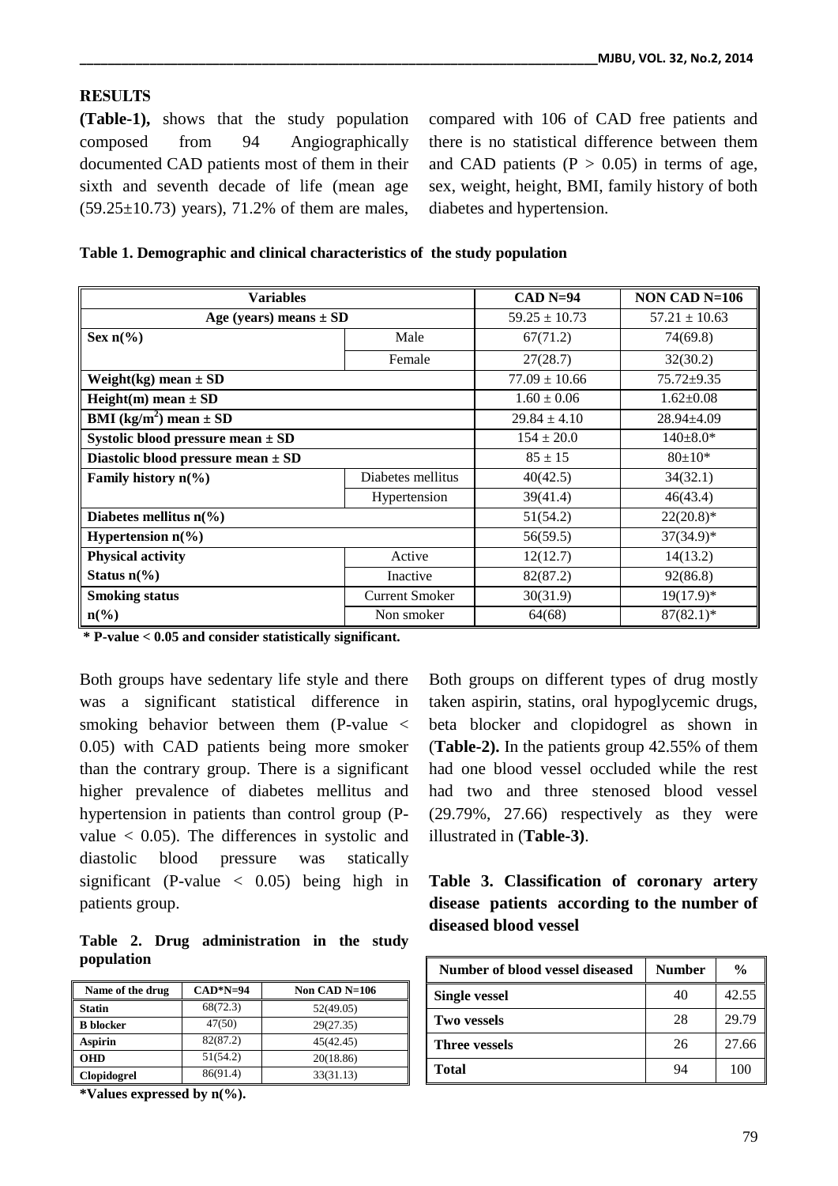## RESULTS

**(Table-1),** shows that the study population composed from 94 Angiographically documented CAD patients most of them in their sixth and seventh decade of life (mean age (59.25±10.73) years), 71.2% of them are males, compared with 106 of CAD free patients and there is no statistical difference between them and CAD patients ($P > 0.05$) in terms of age, sex, weight, height, BMI, family history of both diabetes and hypertension.

**Table 1. Demographic and clinical characteristics of the study population**

| Variables | | CAD N=94 | NON CAD N=106 |
|---|---|---|---|
| Age (years) means ± SD | | 59.25 ± 10.73 | 57.21 ± 10.63 |
| Sex n(%) | Male | 67(71.2) | 74(69.8) |
| | Female | 27(28.7) | 32(30.2) |
| Weight(kg) mean ± SD | | 77.09 ± 10.66 | 75.72±9.35 |
| Height(m) mean ± SD | | 1.60 ± 0.06 | 1.62±0.08 |
| BMI ($kg/m^2$) mean ± SD | | 29.84 ± 4.10 | 28.94±4.09 |
| Systolic blood pressure mean ± SD | | 154 ± 20.0 | 140±8.0* |
| Diastolic blood pressure mean ± SD | | 85 ± 15 | 80±10* |
| Family history n(%) | Diabetes mellitus | 40(42.5) | 34(32.1) |
| | Hypertension | 39(41.4) | 46(43.4) |
| Diabetes mellitus n(%) | | 51(54.2) | 22(20.8)* |
| Hypertension n(%) | | 56(59.5) | 37(34.9)* |
| Physical activity Status n(%) | Active | 12(12.7) | 14(13.2) |
| | Inactive | 82(87.2) | 92(86.8) |
| Smoking status n(%) | Current Smoker | 30(31.9) | 19(17.9)* |
| | Non smoker | 64(68) | 87(82.1)* |

**\* P-value < 0.05 and consider statistically significant.**

Both groups have sedentary life style and there was a significant statistical difference in smoking behavior between them (P-value < 0.05) with CAD patients being more smoker than the contrary group. There is a significant higher prevalence of diabetes mellitus and hypertension in patients than control group (P-value < 0.05). The differences in systolic and diastolic blood pressure was statically significant (P-value < 0.05) being high in patients group.

**Table 2. Drug administration in the study population**

| Name of the drug | CAD*N=94 | Non CAD N=106 |
|---|---|---|
| Statin | 68(72.3) | 52(49.05) |
| B blocker | 47(50) | 29(27.35) |
| Aspirin | 82(87.2) | 45(42.45) |
| OHD | 51(54.2) | 20(18.86) |
| Clopidogrel | 86(91.4) | 33(31.13) |

**\*Values expressed by n(%).**

Both groups on different types of drug mostly taken aspirin, statins, oral hypoglycemic drugs, beta blocker and clopidogrel as shown in (**Table-2).** In the patients group 42.55% of them had one blood vessel occluded while the rest had two and three stenosed blood vessel (29.79%, 27.66) respectively as they were illustrated in (**Table-3)**.

**Table 3. Classification of coronary artery disease patients according to the number of diseased blood vessel**

| Number of blood vessel diseased | Number | % |
|---|---|---|
| Single vessel | 40 | 42.55 |
| Two vessels | 28 | 29.79 |
| Three vessels | 26 | 27.66 |
| Total | 94 | 100 |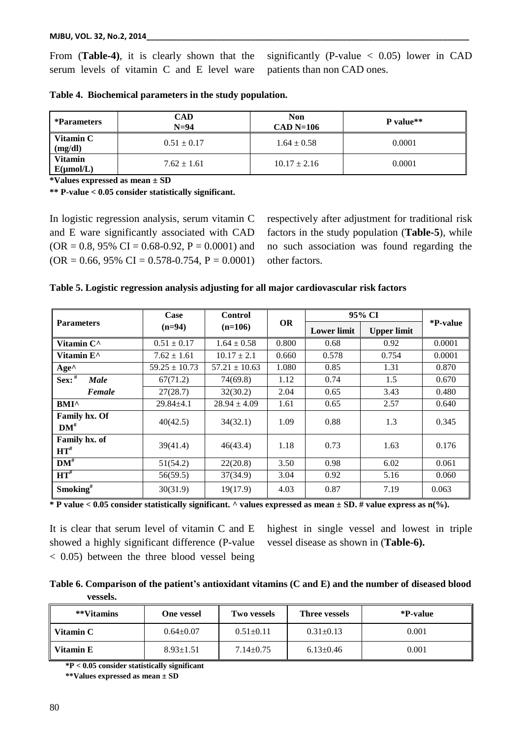From (**Table-4**), it is clearly shown that the serum levels of vitamin C and E level ware significantly (P-value < 0.05) lower in CAD patients than non CAD ones.

**Table 4. Biochemical parameters in the study population.**

| *Parameters | CAD N=94 | Non CAD N=106 | P value** |
|---|---|---|---|
| Vitamin C (mg/dl) | 0.51 ± 0.17 | 1.64 ± 0.58 | 0.0001 |
| Vitamin E(μmol/L) | 7.62 ± 1.61 | 10.17 ± 2.16 | 0.0001 |

**\*Values expressed as mean ± SD**

**\*\* P-value < 0.05 consider statistically significant.**

In logistic regression analysis, serum vitamin C and E ware significantly associated with CAD (OR = 0.8, 95% CI = 0.68-0.92, P = 0.0001) and (OR = 0.66, 95% CI = 0.578-0.754, P = 0.0001) respectively after adjustment for traditional risk factors in the study population (**Table-5**), while no such association was found regarding the other factors.

**Table 5. Logistic regression analysis adjusting for all major cardiovascular risk factors**

| Parameters | | Case (n=94) | Control (n=106) | OR | 95% CI | | *P-value |
|---|---|---|---|---|---|---|---|
| | | | | | Lower limit | Upper limit | |
| Vitamin C^ | | 0.51 ± 0.17 | 1.64 ± 0.58 | 0.800 | 0.68 | 0.92 | 0.0001 |
| Vitamin E^ | | 7.62 ± 1.61 | 10.17 ± 2.1 | 0.660 | 0.578 | 0.754 | 0.0001 |
| Age^ | | 59.25 ± 10.73 | 57.21 ± 10.63 | 1.080 | 0.85 | 1.31 | 0.870 |
| Sex: # | *Male* | 67(71.2) | 74(69.8) | 1.12 | 0.74 | 1.5 | 0.670 |
| | *Female* | 27(28.7) | 32(30.2) | 2.04 | 0.65 | 3.43 | 0.480 |
| BMI^ | | 29.84±4.1 | 28.94 ± 4.09 | 1.61 | 0.65 | 2.57 | 0.640 |
| Family hx. Of DM# | | 40(42.5) | 34(32.1) | 1.09 | 0.88 | 1.3 | 0.345 |
| Family hx. of HT# | | 39(41.4) | 46(43.4) | 1.18 | 0.73 | 1.63 | 0.176 |
| DM# | | 51(54.2) | 22(20.8) | 3.50 | 0.98 | 6.02 | 0.061 |
| HT# | | 56(59.5) | 37(34.9) | 3.04 | 0.92 | 5.16 | 0.060 |
| Smoking# | | 30(31.9) | 19(17.9) | 4.03 | 0.87 | 7.19 | 0.063 |

**\* P value < 0.05 consider statistically significant. ^ values expressed as mean ± SD. # value express as n(%).**

It is clear that serum level of vitamin C and E showed a highly significant difference (P-value < 0.05) between the three blood vessel being highest in single vessel and lowest in triple vessel disease as shown in (**Table-6).**

**Table 6. Comparison of the patient's antioxidant vitamins (C and E) and the number of diseased blood vessels.**

| **Vitamins | One vessel | Two vessels | Three vessels | *P-value |
|---|---|---|---|---|
| Vitamin C | 0.64±0.07 | 0.51±0.11 | 0.31±0.13 | 0.001 |
| Vitamin E | 8.93±1.51 | 7.14±0.75 | 6.13±0.46 | 0.001 |

**\*P < 0.05 consider statistically significant**

**\*\*Values expressed as mean ± SD**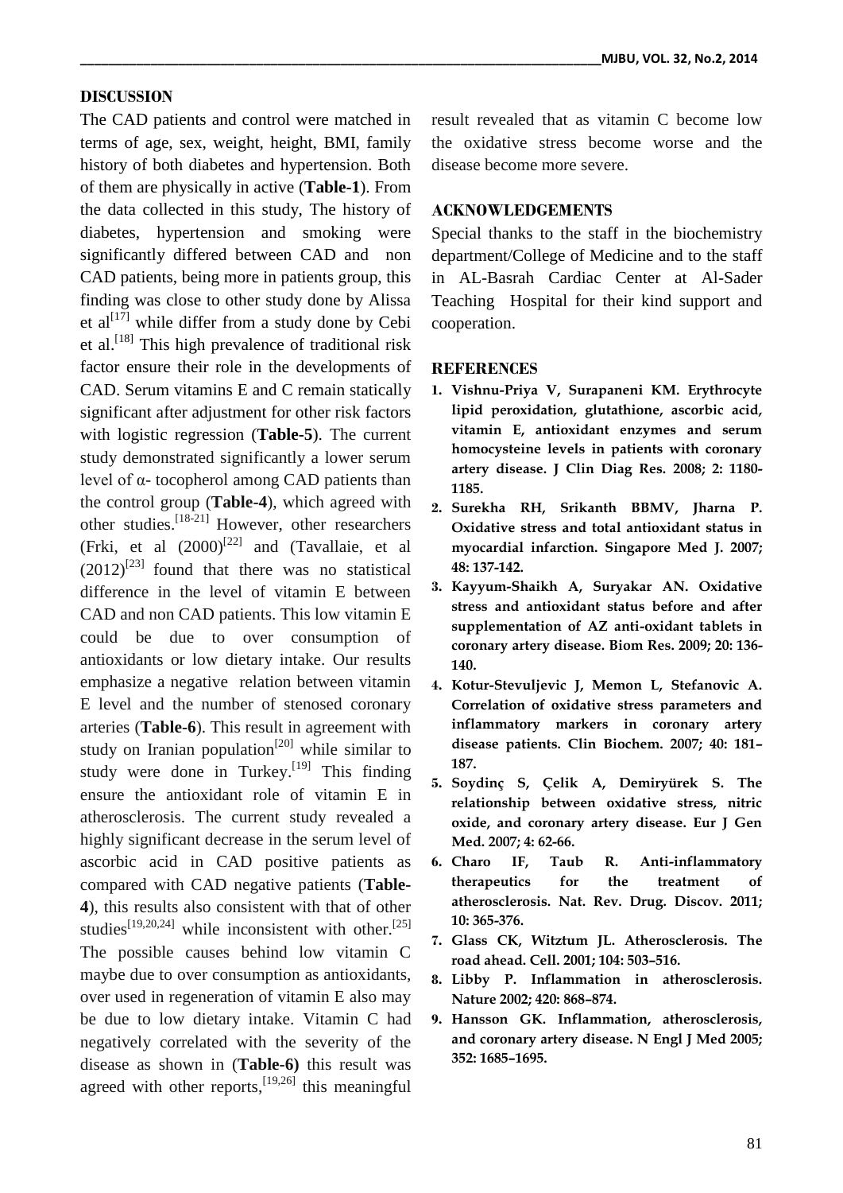## DISCUSSION

The CAD patients and control were matched in terms of age, sex, weight, height, BMI, family history of both diabetes and hypertension. Both of them are physically in active (**Table-1**). From the data collected in this study, The history of diabetes, hypertension and smoking were significantly differed between CAD and non CAD patients, being more in patients group, this finding was close to other study done by Alissa et al[17] while differ from a study done by Cebi et al.[18] This high prevalence of traditional risk factor ensure their role in the developments of CAD. Serum vitamins E and C remain statically significant after adjustment for other risk factors with logistic regression (**Table-5**). The current study demonstrated significantly a lower serum level of α- tocopherol among CAD patients than the control group (**Table-4**), which agreed with other studies.[18-21] However, other researchers (Frki, et al (2000)[22] and (Tavallaie, et al (2012)[23] found that there was no statistical difference in the level of vitamin E between CAD and non CAD patients. This low vitamin E could be due to over consumption of antioxidants or low dietary intake. Our results emphasize a negative relation between vitamin E level and the number of stenosed coronary arteries (**Table-6**). This result in agreement with study on Iranian population[20] while similar to study were done in Turkey.[19] This finding ensure the antioxidant role of vitamin E in atherosclerosis. The current study revealed a highly significant decrease in the serum level of ascorbic acid in CAD positive patients as compared with CAD negative patients (**Table-4**), this results also consistent with that of other studies[19,20,24] while inconsistent with other.[25] The possible causes behind low vitamin C maybe due to over consumption as antioxidants, over used in regeneration of vitamin E also may be due to low dietary intake. Vitamin C had negatively correlated with the severity of the disease as shown in (**Table-6)** this result was agreed with other reports,[19,26] this meaningful result revealed that as vitamin C become low the oxidative stress become worse and the disease become more severe.

## ACKNOWLEDGEMENTS

Special thanks to the staff in the biochemistry department/College of Medicine and to the staff in AL-Basrah Cardiac Center at Al-Sader Teaching Hospital for their kind support and cooperation.

## REFERENCES

1. **Vishnu-Priya V, Surapaneni KM. Erythrocyte lipid peroxidation, glutathione, ascorbic acid, vitamin E, antioxidant enzymes and serum homocysteine levels in patients with coronary artery disease. J Clin Diag Res. 2008; 2: 1180-1185.**
2. **Surekha RH, Srikanth BBMV, Jharna P. Oxidative stress and total antioxidant status in myocardial infarction. Singapore Med J. 2007; 48: 137-142.**
3. **Kayyum-Shaikh A, Suryakar AN. Oxidative stress and antioxidant status before and after supplementation of AZ anti-oxidant tablets in coronary artery disease. Biom Res. 2009; 20: 136-140.**
4. **Kotur-Stevuljevic J, Memon L, Stefanovic A. Correlation of oxidative stress parameters and inflammatory markers in coronary artery disease patients. Clin Biochem. 2007; 40: 181–187.**
5. **Soydinç S, Çelik A, Demiryürek S. The relationship between oxidative stress, nitric oxide, and coronary artery disease. Eur J Gen Med. 2007; 4: 62-66.**
6. **Charo IF, Taub R. Anti-inflammatory therapeutics for the treatment of atherosclerosis. Nat. Rev. Drug. Discov. 2011; 10: 365-376.**
7. **Glass CK, Witztum JL. Atherosclerosis. The road ahead. Cell. 2001; 104: 503–516.**
8. **Libby P. Inflammation in atherosclerosis. Nature 2002; 420: 868–874.**
9. **Hansson GK. Inflammation, atherosclerosis, and coronary artery disease. N Engl J Med 2005; 352: 1685–1695.**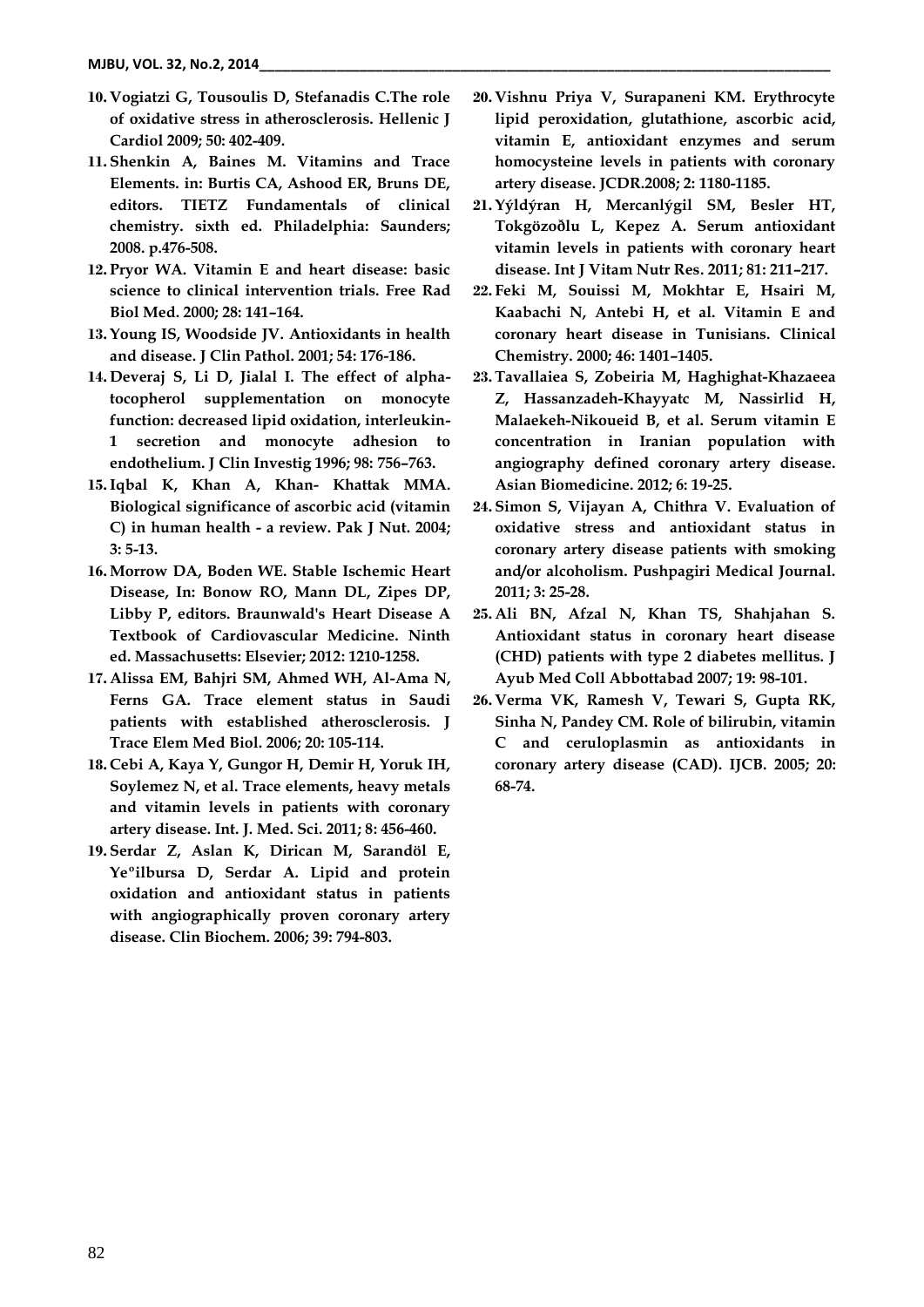10. Vogiatzi G, Tousoulis D, Stefanadis C.The role of oxidative stress in atherosclerosis. Hellenic J Cardiol 2009; 50: 402-409.
11. Shenkin A, Baines M. Vitamins and Trace Elements. in: Burtis CA, Ashood ER, Bruns DE, editors. TIETZ Fundamentals of clinical chemistry. sixth ed. Philadelphia: Saunders; 2008. p.476-508.
12. Pryor WA. Vitamin E and heart disease: basic science to clinical intervention trials. Free Rad Biol Med. 2000; 28: 141–164.
13. Young IS, Woodside JV. Antioxidants in health and disease. J Clin Pathol. 2001; 54: 176-186.
14. Deveraj S, Li D, Jialal I. The effect of alpha-tocopherol supplementation on monocyte function: decreased lipid oxidation, interleukin-1 secretion and monocyte adhesion to endothelium. J Clin Investig 1996; 98: 756–763.
15. Iqbal K, Khan A, Khan- Khattak MMA. Biological significance of ascorbic acid (vitamin C) in human health - a review. Pak J Nut. 2004; 3: 5-13.
16. Morrow DA, Boden WE. Stable Ischemic Heart Disease, In: Bonow RO, Mann DL, Zipes DP, Libby P, editors. Braunwald's Heart Disease A Textbook of Cardiovascular Medicine. Ninth ed. Massachusetts: Elsevier; 2012: 1210-1258.
17. Alissa EM, Bahjri SM, Ahmed WH, Al-Ama N, Ferns GA. Trace element status in Saudi patients with established atherosclerosis. J Trace Elem Med Biol. 2006; 20: 105-114.
18. Cebi A, Kaya Y, Gungor H, Demir H, Yoruk IH, Soylemez N, et al. Trace elements, heavy metals and vitamin levels in patients with coronary artery disease. Int. J. Med. Sci. 2011; 8: 456-460.
19. Serdar Z, Aslan K, Dirican M, Sarandöl E, Yeºilbursa D, Serdar A. Lipid and protein oxidation and antioxidant status in patients with angiographically proven coronary artery disease. Clin Biochem. 2006; 39: 794-803.
20. Vishnu Priya V, Surapaneni KM. Erythrocyte lipid peroxidation, glutathione, ascorbic acid, vitamin E, antioxidant enzymes and serum homocysteine levels in patients with coronary artery disease. JCDR.2008; 2: 1180-1185.
21. Yýldýran H, Mercanlýgil SM, Besler HT, Tokgözoðlu L, Kepez A. Serum antioxidant vitamin levels in patients with coronary heart disease. Int J Vitam Nutr Res. 2011; 81: 211–217.
22. Feki M, Souissi M, Mokhtar E, Hsairi M, Kaabachi N, Antebi H, et al. Vitamin E and coronary heart disease in Tunisians. Clinical Chemistry. 2000; 46: 1401–1405.
23. Tavallaiea S, Zobeiria M, Haghighat-Khazaeea Z, Hassanzadeh-Khayyatc M, Nassirlid H, Malaekeh-Nikoueid B, et al. Serum vitamin E concentration in Iranian population with angiography defined coronary artery disease. Asian Biomedicine. 2012; 6: 19-25.
24. Simon S, Vijayan A, Chithra V. Evaluation of oxidative stress and antioxidant status in coronary artery disease patients with smoking and/or alcoholism. Pushpagiri Medical Journal. 2011; 3: 25-28.
25. Ali BN, Afzal N, Khan TS, Shahjahan S. Antioxidant status in coronary heart disease (CHD) patients with type 2 diabetes mellitus. J Ayub Med Coll Abbottabad 2007; 19: 98-101.
26. Verma VK, Ramesh V, Tewari S, Gupta RK, Sinha N, Pandey CM. Role of bilirubin, vitamin C and ceruloplasmin as antioxidants in coronary artery disease (CAD). IJCB. 2005; 20: 68-74.